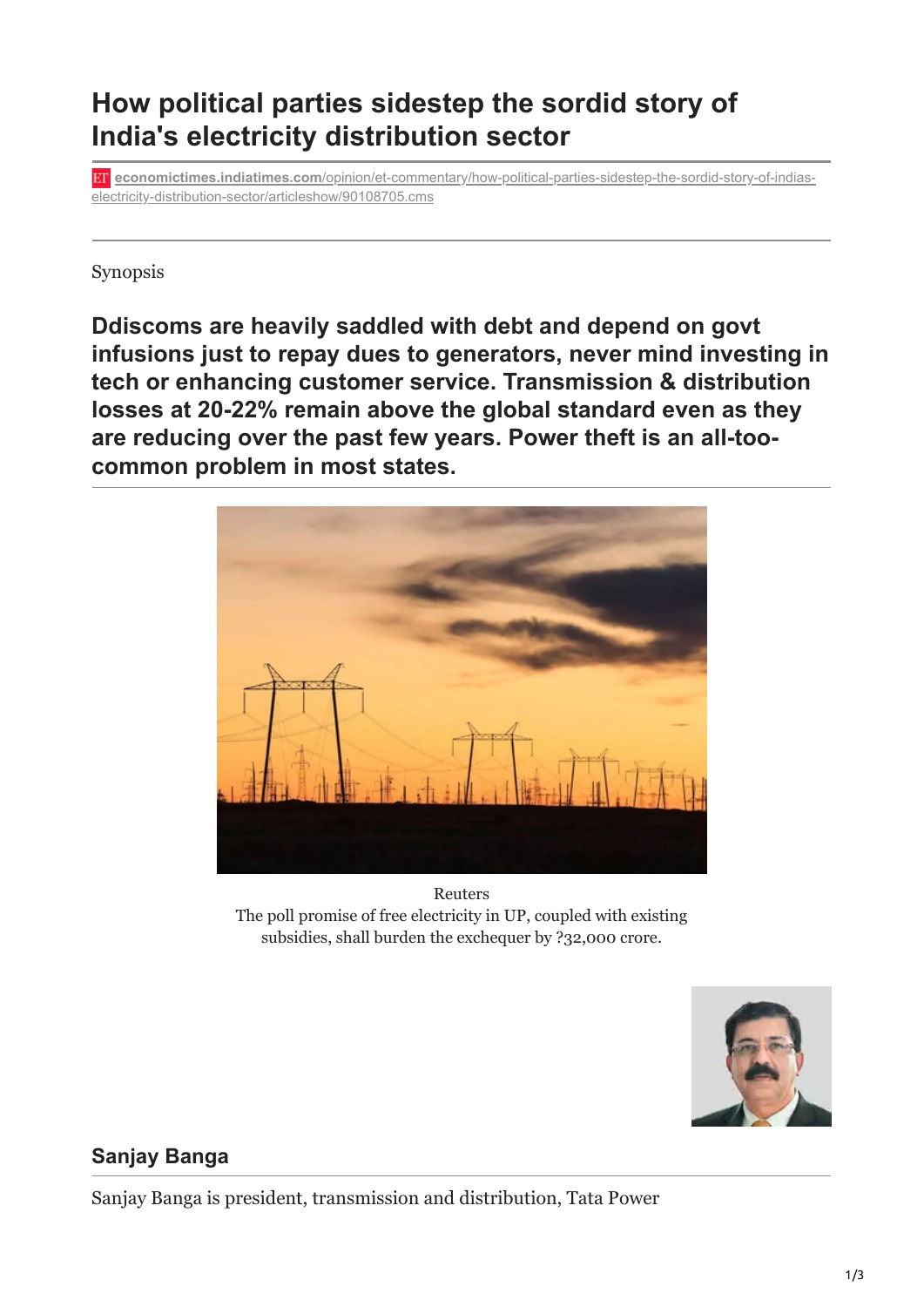# How political parties sidestep the sordid story of India's electricity distribution sector

economictimes.indiatimes.com/opinion/et-commentary/how-political-parties-sidestep-the-sordid-story-of-indias-electricity-distribution-sector/articleshow/90108705.cms

---

Synopsis

**Ddiscoms are heavily saddled with debt and depend on govt infusions just to repay dues to generators, never mind investing in tech or enhancing customer service. Transmission & distribution losses at 20-22% remain above the global standard even as they are reducing over the past few years. Power theft is an all-too-common problem in most states.**

Reuters
The poll promise of free electricity in UP, coupled with existing subsidies, shall burden the exchequer by ?32,000 crore.

**Sanjay Banga**

Sanjay Banga is president, transmission and distribution, Tata Power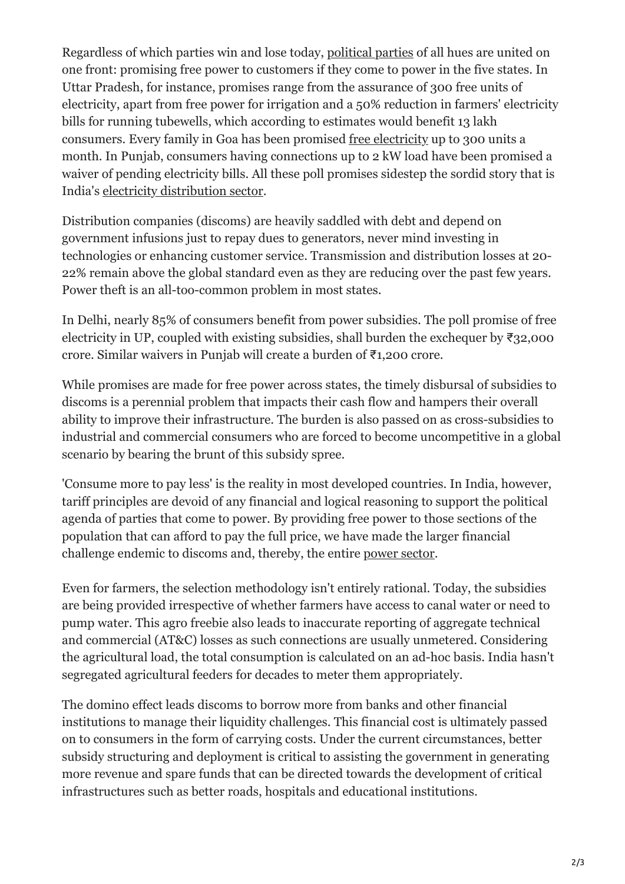Regardless of which parties win and lose today, political parties of all hues are united on one front: promising free power to customers if they come to power in the five states. In Uttar Pradesh, for instance, promises range from the assurance of 300 free units of electricity, apart from free power for irrigation and a 50% reduction in farmers' electricity bills for running tubewells, which according to estimates would benefit 13 lakh consumers. Every family in Goa has been promised free electricity up to 300 units a month. In Punjab, consumers having connections up to 2 kW load have been promised a waiver of pending electricity bills. All these poll promises sidestep the sordid story that is India's electricity distribution sector.

Distribution companies (discoms) are heavily saddled with debt and depend on government infusions just to repay dues to generators, never mind investing in technologies or enhancing customer service. Transmission and distribution losses at 20-22% remain above the global standard even as they are reducing over the past few years. Power theft is an all-too-common problem in most states.

In Delhi, nearly 85% of consumers benefit from power subsidies. The poll promise of free electricity in UP, coupled with existing subsidies, shall burden the exchequer by ₹32,000 crore. Similar waivers in Punjab will create a burden of ₹1,200 crore.

While promises are made for free power across states, the timely disbursal of subsidies to discoms is a perennial problem that impacts their cash flow and hampers their overall ability to improve their infrastructure. The burden is also passed on as cross-subsidies to industrial and commercial consumers who are forced to become uncompetitive in a global scenario by bearing the brunt of this subsidy spree.

'Consume more to pay less' is the reality in most developed countries. In India, however, tariff principles are devoid of any financial and logical reasoning to support the political agenda of parties that come to power. By providing free power to those sections of the population that can afford to pay the full price, we have made the larger financial challenge endemic to discoms and, thereby, the entire power sector.

Even for farmers, the selection methodology isn't entirely rational. Today, the subsidies are being provided irrespective of whether farmers have access to canal water or need to pump water. This agro freebie also leads to inaccurate reporting of aggregate technical and commercial (AT&C) losses as such connections are usually unmetered. Considering the agricultural load, the total consumption is calculated on an ad-hoc basis. India hasn't segregated agricultural feeders for decades to meter them appropriately.

The domino effect leads discoms to borrow more from banks and other financial institutions to manage their liquidity challenges. This financial cost is ultimately passed on to consumers in the form of carrying costs. Under the current circumstances, better subsidy structuring and deployment is critical to assisting the government in generating more revenue and spare funds that can be directed towards the development of critical infrastructures such as better roads, hospitals and educational institutions.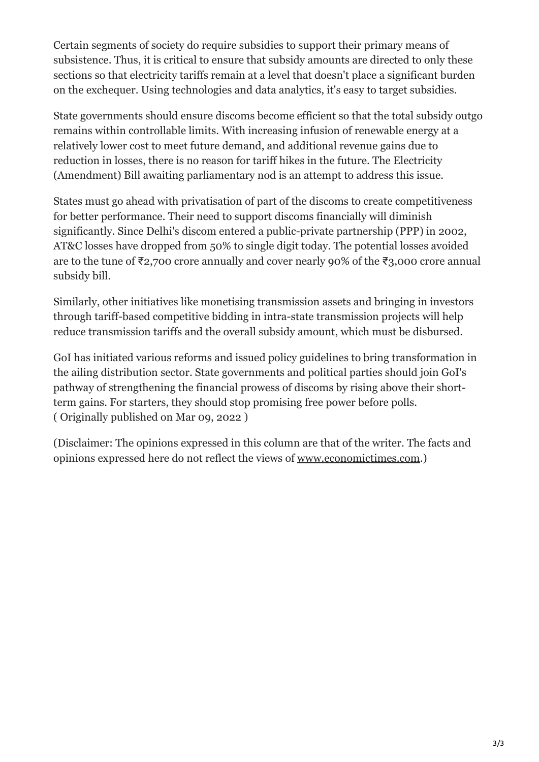Certain segments of society do require subsidies to support their primary means of subsistence. Thus, it is critical to ensure that subsidy amounts are directed to only these sections so that electricity tariffs remain at a level that doesn't place a significant burden on the exchequer. Using technologies and data analytics, it's easy to target subsidies.

State governments should ensure discoms become efficient so that the total subsidy outgo remains within controllable limits. With increasing infusion of renewable energy at a relatively lower cost to meet future demand, and additional revenue gains due to reduction in losses, there is no reason for tariff hikes in the future. The Electricity (Amendment) Bill awaiting parliamentary nod is an attempt to address this issue.

States must go ahead with privatisation of part of the discoms to create competitiveness for better performance. Their need to support discoms financially will diminish significantly. Since Delhi's discom entered a public-private partnership (PPP) in 2002, AT&C losses have dropped from 50% to single digit today. The potential losses avoided are to the tune of ₹2,700 crore annually and cover nearly 90% of the ₹3,000 crore annual subsidy bill.

Similarly, other initiatives like monetising transmission assets and bringing in investors through tariff-based competitive bidding in intra-state transmission projects will help reduce transmission tariffs and the overall subsidy amount, which must be disbursed.

GoI has initiated various reforms and issued policy guidelines to bring transformation in the ailing distribution sector. State governments and political parties should join GoI's pathway of strengthening the financial prowess of discoms by rising above their short-term gains. For starters, they should stop promising free power before polls.
( Originally published on Mar 09, 2022 )

(Disclaimer: The opinions expressed in this column are that of the writer. The facts and opinions expressed here do not reflect the views of www.economictimes.com.)